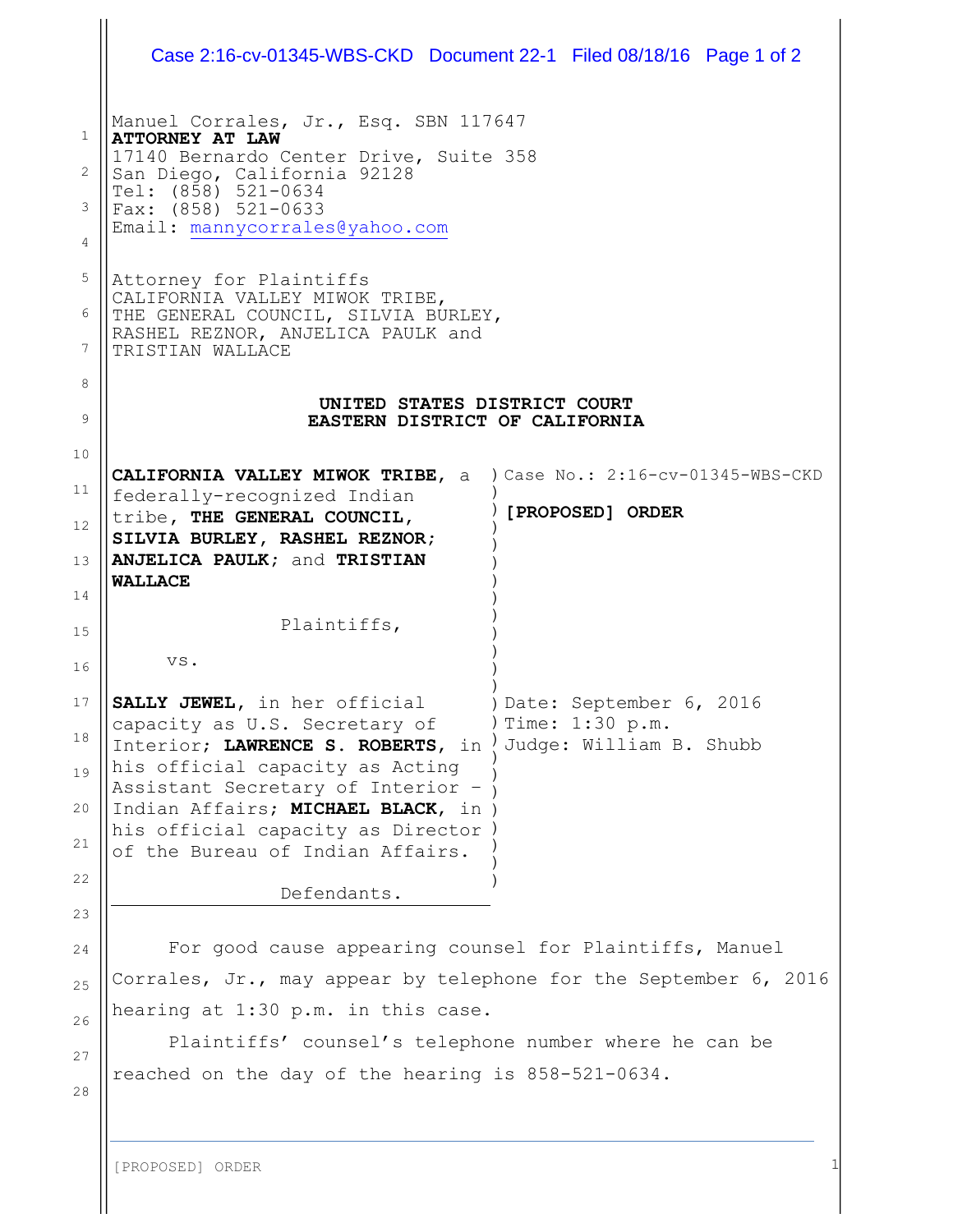Manuel Corrales, Jr., Esq. SBN 117647
**ATTORNEY AT LAW**
17140 Bernardo Center Drive, Suite 358
San Diego, California 92128
Tel: (858) 521-0634
Fax: (858) 521-0633
Email: mannycorrales@yahoo.com

Attorney for Plaintiffs
CALIFORNIA VALLEY MIWOK TRIBE,
THE GENERAL COUNCIL, SILVIA BURLEY,
RASHEL REZNOR, ANJELICA PAULK and
TRISTIAN WALLACE

**UNITED STATES DISTRICT COURT**
**EASTERN DISTRICT OF CALIFORNIA**

| | |
|---|---|
| **CALIFORNIA VALLEY MIWOK TRIBE**, a federally-recognized Indian tribe, **THE GENERAL COUNCIL, SILVIA BURLEY, RASHEL REZNOR; ANJELICA PAULK**; and **TRISTIAN WALLACE**<br><br>Plaintiffs,<br><br>vs.<br><br>**SALLY JEWEL**, in her official capacity as U.S. Secretary of Interior; **LAWRENCE S. ROBERTS**, in his official capacity as Acting Assistant Secretary of Interior – Indian Affairs; **MICHAEL BLACK**, in his official capacity as Director of the Bureau of Indian Affairs.<br><br>Defendants. | Case No.: 2:16-cv-01345-WBS-CKD<br><br>**[PROPOSED] ORDER**<br><br>Date: September 6, 2016<br>Time: 1:30 p.m.<br>Judge: William B. Shubb |

For good cause appearing counsel for Plaintiffs, Manuel Corrales, Jr., may appear by telephone for the September 6, 2016 hearing at 1:30 p.m. in this case.

Plaintiffs' counsel's telephone number where he can be reached on the day of the hearing is 858-521-0634.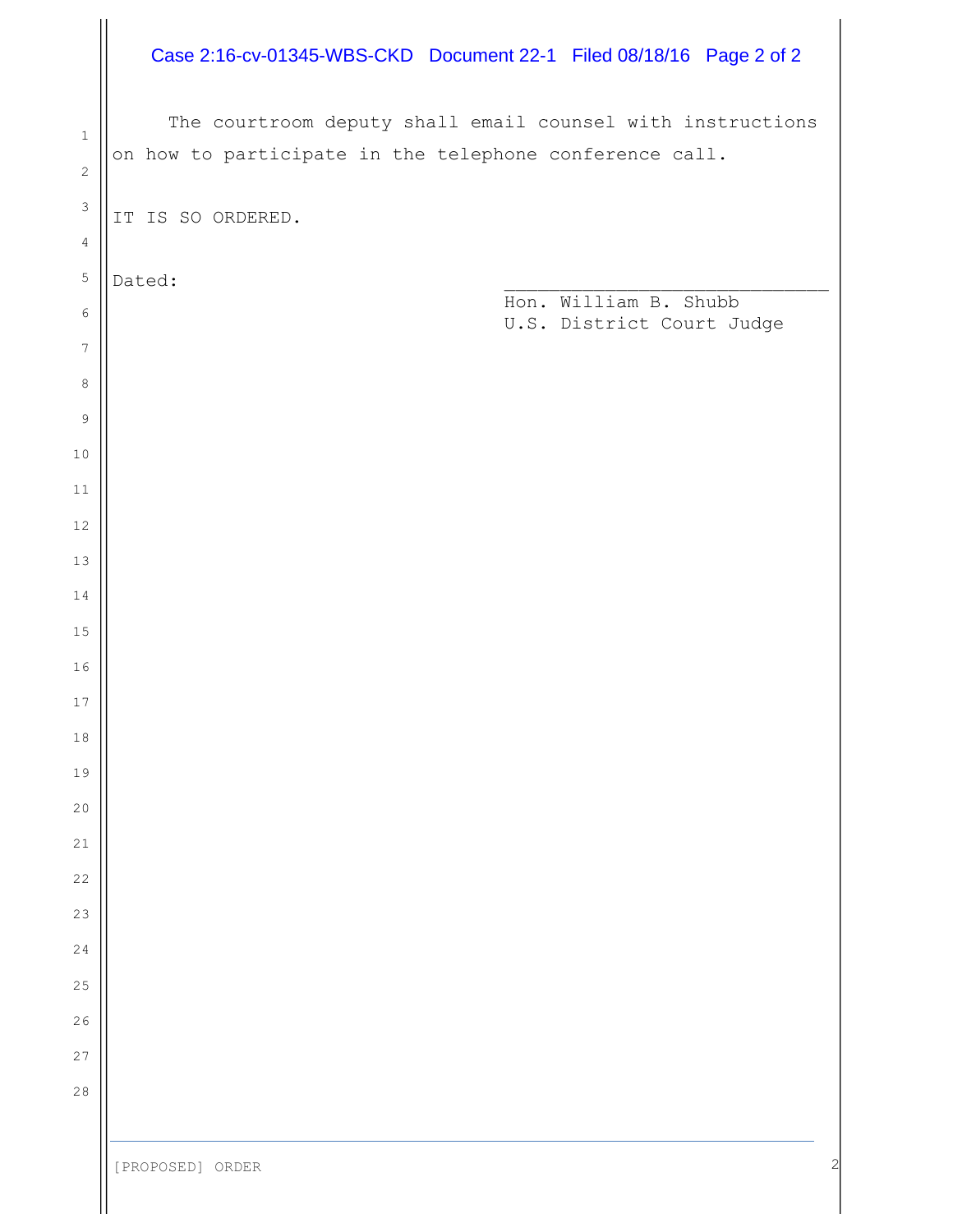The courtroom deputy shall email counsel with instructions on how to participate in the telephone conference call.

IT IS SO ORDERED.

Dated:

_____________________________
Hon. William B. Shubb
U.S. District Court Judge

[PROPOSED] ORDER